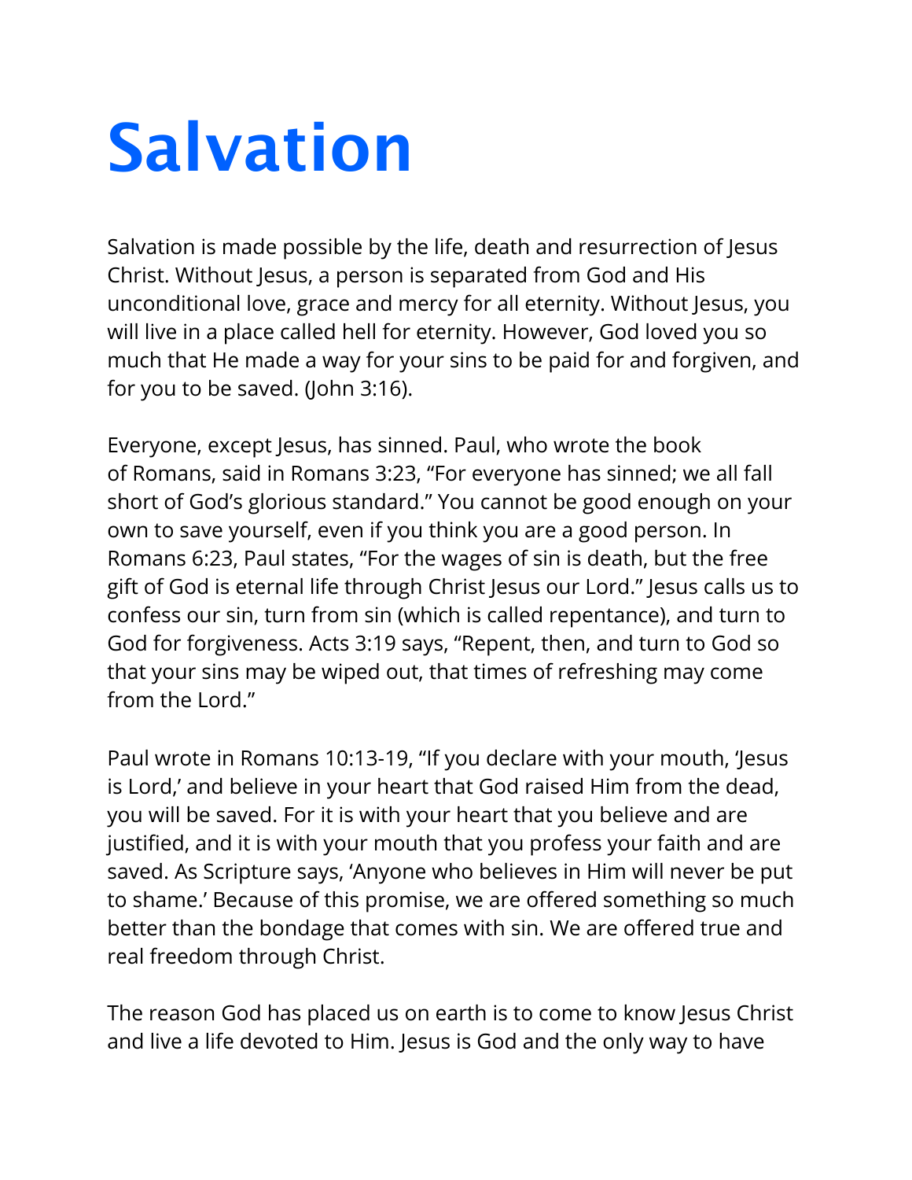# Salvation

Salvation is made possible by the life, death and resurrection of Jesus Christ. Without Jesus, a person is separated from God and His unconditional love, grace and mercy for all eternity. Without Jesus, you will live in a place called hell for eternity. However, God loved you so much that He made a way for your sins to be paid for and forgiven, and for you to be saved. (John 3:16).

Everyone, except Jesus, has sinned. Paul, who wrote the book of Romans, said in Romans 3:23, "For everyone has sinned; we all fall short of God's glorious standard." You cannot be good enough on your own to save yourself, even if you think you are a good person. In Romans 6:23, Paul states, "For the wages of sin is death, but the free gift of God is eternal life through Christ Jesus our Lord." Jesus calls us to confess our sin, turn from sin (which is called repentance), and turn to God for forgiveness. Acts 3:19 says, "Repent, then, and turn to God so that your sins may be wiped out, that times of refreshing may come from the Lord."

Paul wrote in Romans 10:13-19, "If you declare with your mouth, 'Jesus is Lord,' and believe in your heart that God raised Him from the dead, you will be saved. For it is with your heart that you believe and are justified, and it is with your mouth that you profess your faith and are saved. As Scripture says, 'Anyone who believes in Him will never be put to shame.' Because of this promise, we are offered something so much better than the bondage that comes with sin. We are offered true and real freedom through Christ.

The reason God has placed us on earth is to come to know Jesus Christ and live a life devoted to Him. Jesus is God and the only way to have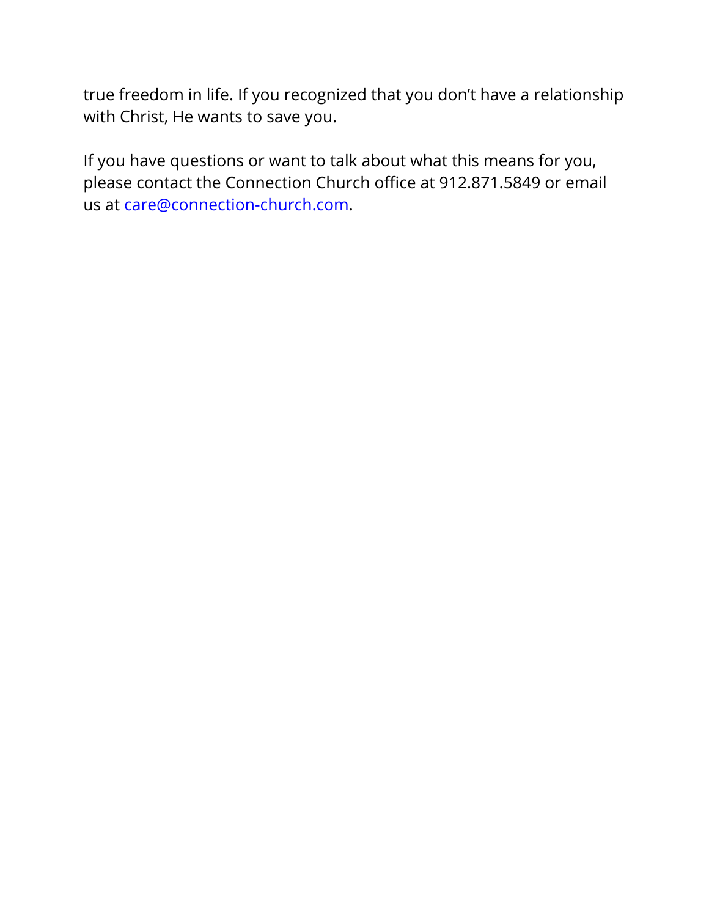true freedom in life. If you recognized that you don't have a relationship with Christ, He wants to save you.

If you have questions or want to talk about what this means for you, please contact the Connection Church office at 912.871.5849 or email us at care@connection-church.com.